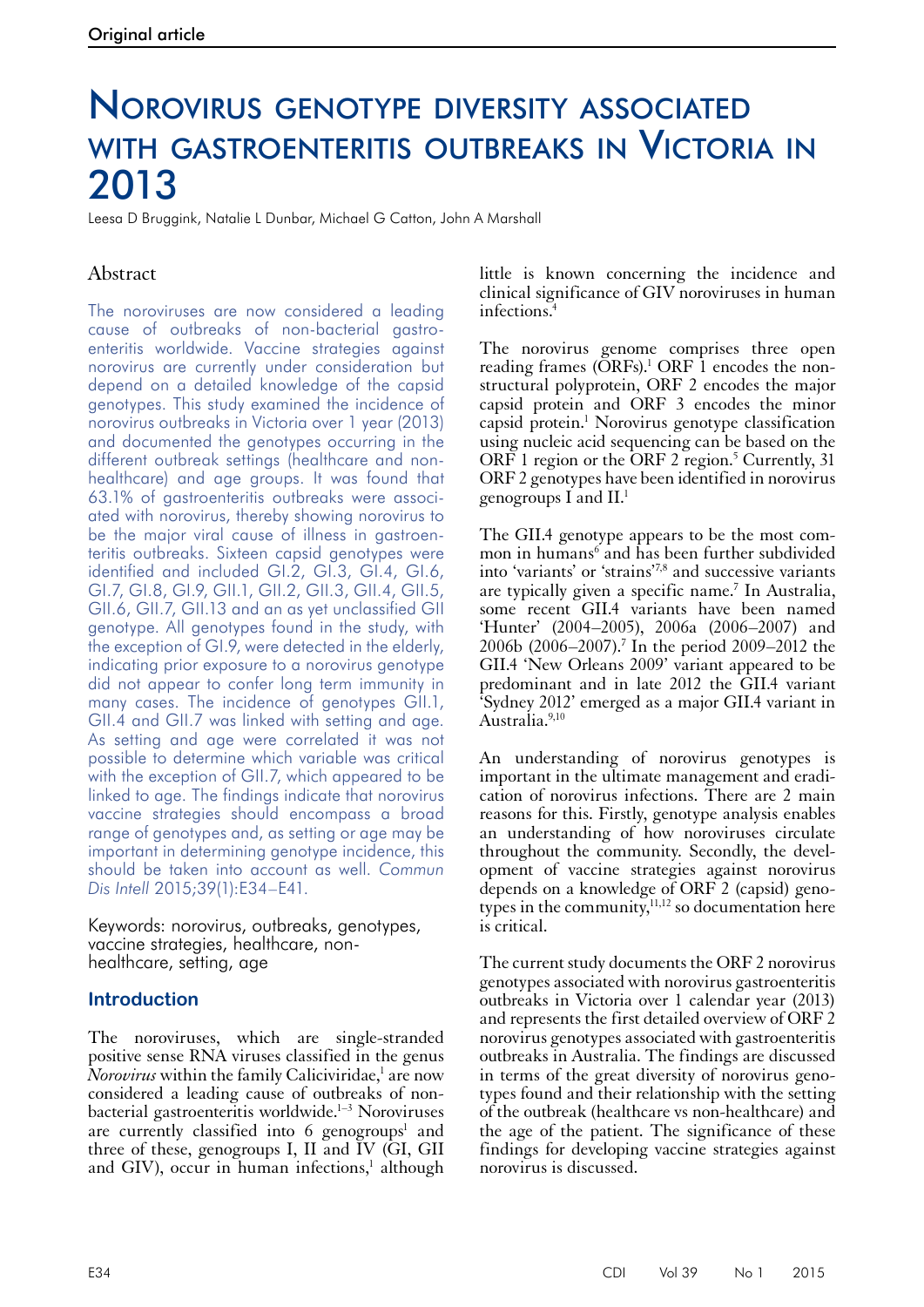Original article

# Norovirus genotype diversity associated with gastroenteritis outbreaks in Victoria in 2013

Leesa D Bruggink, Natalie L Dunbar, Michael G Catton, John A Marshall

## Abstract

The noroviruses are now considered a leading cause of outbreaks of non-bacterial gastroenteritis worldwide. Vaccine strategies against norovirus are currently under consideration but depend on a detailed knowledge of the capsid genotypes. This study examined the incidence of norovirus outbreaks in Victoria over 1 year (2013) and documented the genotypes occurring in the different outbreak settings (healthcare and non-healthcare) and age groups. It was found that 63.1% of gastroenteritis outbreaks were associated with norovirus, thereby showing norovirus to be the major viral cause of illness in gastroenteritis outbreaks. Sixteen capsid genotypes were identified and included GI.2, GI.3, GI.4, GI.6, GI.7, GI.8, GI.9, GII.1, GII.2, GII.3, GII.4, GII.5, GII.6, GII.7, GII.13 and an as yet unclassified GII genotype. All genotypes found in the study, with the exception of GI.9, were detected in the elderly, indicating prior exposure to a norovirus genotype did not appear to confer long term immunity in many cases. The incidence of genotypes GII.1, GII.4 and GII.7 was linked with setting and age. As setting and age were correlated it was not possible to determine which variable was critical with the exception of GII.7, which appeared to be linked to age. The findings indicate that norovirus vaccine strategies should encompass a broad range of genotypes and, as setting or age may be important in determining genotype incidence, this should be taken into account as well. *Commun Dis Intell* 2015;39(1):E34–E41.

Keywords: norovirus, outbreaks, genotypes, vaccine strategies, healthcare, non-healthcare, setting, age

## Introduction

The noroviruses, which are single-stranded positive sense RNA viruses classified in the genus *Norovirus* within the family Caliciviridae,[1] are now considered a leading cause of outbreaks of non-bacterial gastroenteritis worldwide.[1–3] Noroviruses are currently classified into 6 genogroups[1] and three of these, genogroups I, II and IV (GI, GII and GIV), occur in human infections,[1] although little is known concerning the incidence and clinical significance of GIV noroviruses in human infections.[4]

The norovirus genome comprises three open reading frames (ORFs).[1] ORF 1 encodes the non-structural polyprotein, ORF 2 encodes the major capsid protein and ORF 3 encodes the minor capsid protein.[1] Norovirus genotype classification using nucleic acid sequencing can be based on the ORF 1 region or the ORF 2 region.[5] Currently, 31 ORF 2 genotypes have been identified in norovirus genogroups I and II.[1]

The GII.4 genotype appears to be the most common in humans[6] and has been further subdivided into 'variants' or 'strains'[7,8] and successive variants are typically given a specific name.[7] In Australia, some recent GII.4 variants have been named 'Hunter' (2004–2005), 2006a (2006–2007) and 2006b (2006–2007).[7] In the period 2009–2012 the GII.4 'New Orleans 2009' variant appeared to be predominant and in late 2012 the GII.4 variant 'Sydney 2012' emerged as a major GII.4 variant in Australia.[9,10]

An understanding of norovirus genotypes is important in the ultimate management and eradication of norovirus infections. There are 2 main reasons for this. Firstly, genotype analysis enables an understanding of how noroviruses circulate throughout the community. Secondly, the development of vaccine strategies against norovirus depends on a knowledge of ORF 2 (capsid) genotypes in the community,[11,12] so documentation here is critical.

The current study documents the ORF 2 norovirus genotypes associated with norovirus gastroenteritis outbreaks in Victoria over 1 calendar year (2013) and represents the first detailed overview of ORF 2 norovirus genotypes associated with gastroenteritis outbreaks in Australia. The findings are discussed in terms of the great diversity of norovirus genotypes found and their relationship with the setting of the outbreak (healthcare vs non-healthcare) and the age of the patient. The significance of these findings for developing vaccine strategies against norovirus is discussed.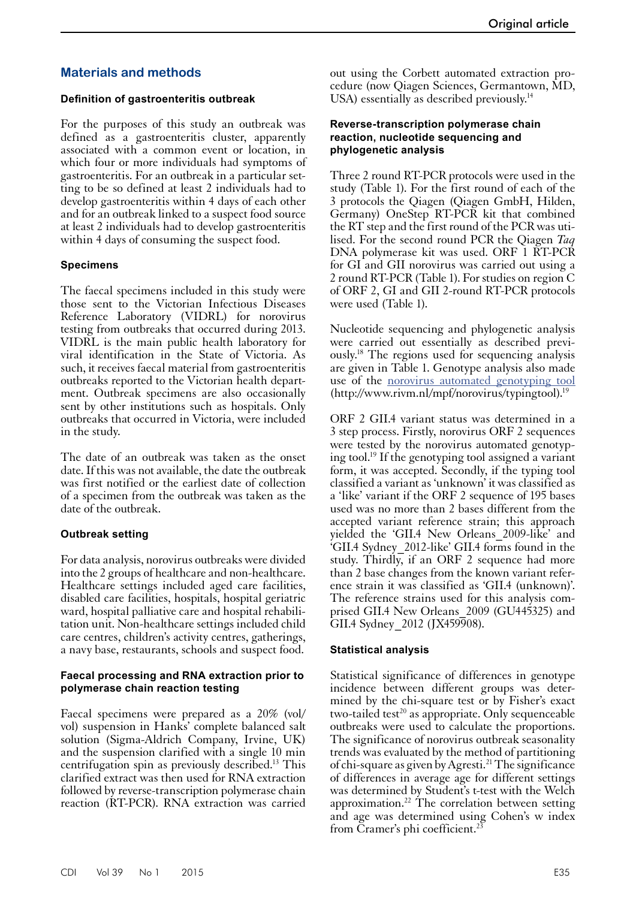## Materials and methods

### Definition of gastroenteritis outbreak

For the purposes of this study an outbreak was defined as a gastroenteritis cluster, apparently associated with a common event or location, in which four or more individuals had symptoms of gastroenteritis. For an outbreak in a particular setting to be so defined at least 2 individuals had to develop gastroenteritis within 4 days of each other and for an outbreak linked to a suspect food source at least 2 individuals had to develop gastroenteritis within 4 days of consuming the suspect food.

### Specimens

The faecal specimens included in this study were those sent to the Victorian Infectious Diseases Reference Laboratory (VIDRL) for norovirus testing from outbreaks that occurred during 2013. VIDRL is the main public health laboratory for viral identification in the State of Victoria. As such, it receives faecal material from gastroenteritis outbreaks reported to the Victorian health department. Outbreak specimens are also occasionally sent by other institutions such as hospitals. Only outbreaks that occurred in Victoria, were included in the study.

The date of an outbreak was taken as the onset date. If this was not available, the date the outbreak was first notified or the earliest date of collection of a specimen from the outbreak was taken as the date of the outbreak.

### Outbreak setting

For data analysis, norovirus outbreaks were divided into the 2 groups of healthcare and non-healthcare. Healthcare settings included aged care facilities, disabled care facilities, hospitals, hospital geriatric ward, hospital palliative care and hospital rehabilitation unit. Non-healthcare settings included child care centres, children's activity centres, gatherings, a navy base, restaurants, schools and suspect food.

### Faecal processing and RNA extraction prior to polymerase chain reaction testing

Faecal specimens were prepared as a 20% (vol/vol) suspension in Hanks' complete balanced salt solution (Sigma-Aldrich Company, Irvine, UK) and the suspension clarified with a single 10 min centrifugation spin as previously described.[13] This clarified extract was then used for RNA extraction followed by reverse-transcription polymerase chain reaction (RT-PCR). RNA extraction was carried out using the Corbett automated extraction procedure (now Qiagen Sciences, Germantown, MD, USA) essentially as described previously.[14]

### Reverse-transcription polymerase chain reaction, nucleotide sequencing and phylogenetic analysis

Three 2 round RT-PCR protocols were used in the study (Table 1). For the first round of each of the 3 protocols the Qiagen (Qiagen GmbH, Hilden, Germany) OneStep RT-PCR kit that combined the RT step and the first round of the PCR was utilised. For the second round PCR the Qiagen *Taq* DNA polymerase kit was used. ORF 1 RT-PCR for GI and GII norovirus was carried out using a 2 round RT-PCR (Table 1). For studies on region C of ORF 2, GI and GII 2-round RT-PCR protocols were used (Table 1).

Nucleotide sequencing and phylogenetic analysis were carried out essentially as described previously.[18] The regions used for sequencing analysis are given in Table 1. Genotype analysis also made use of the norovirus automated genotyping tool (http://www.rivm.nl/mpf/norovirus/typingtool).[19]

ORF 2 GII.4 variant status was determined in a 3 step process. Firstly, norovirus ORF 2 sequences were tested by the norovirus automated genotyping tool.[19] If the genotyping tool assigned a variant form, it was accepted. Secondly, if the typing tool classified a variant as 'unknown' it was classified as a 'like' variant if the ORF 2 sequence of 195 bases used was no more than 2 bases different from the accepted variant reference strain; this approach yielded the 'GII.4 New Orleans_2009-like' and 'GII.4 Sydney_2012-like' GII.4 forms found in the study. Thirdly, if an ORF 2 sequence had more than 2 base changes from the known variant reference strain it was classified as 'GII.4 (unknown)'. The reference strains used for this analysis comprised GII.4 New Orleans_2009 (GU445325) and GII.4 Sydney_2012 (JX459908).

### Statistical analysis

Statistical significance of differences in genotype incidence between different groups was determined by the chi-square test or by Fisher's exact two-tailed test[20] as appropriate. Only sequenceable outbreaks were used to calculate the proportions. The significance of norovirus outbreak seasonality trends was evaluated by the method of partitioning of chi-square as given by Agresti.[21] The significance of differences in average age for different settings was determined by Student's t-test with the Welch approximation.[22] The correlation between setting and age was determined using Cohen's w index from Cramer's phi coefficient.[23]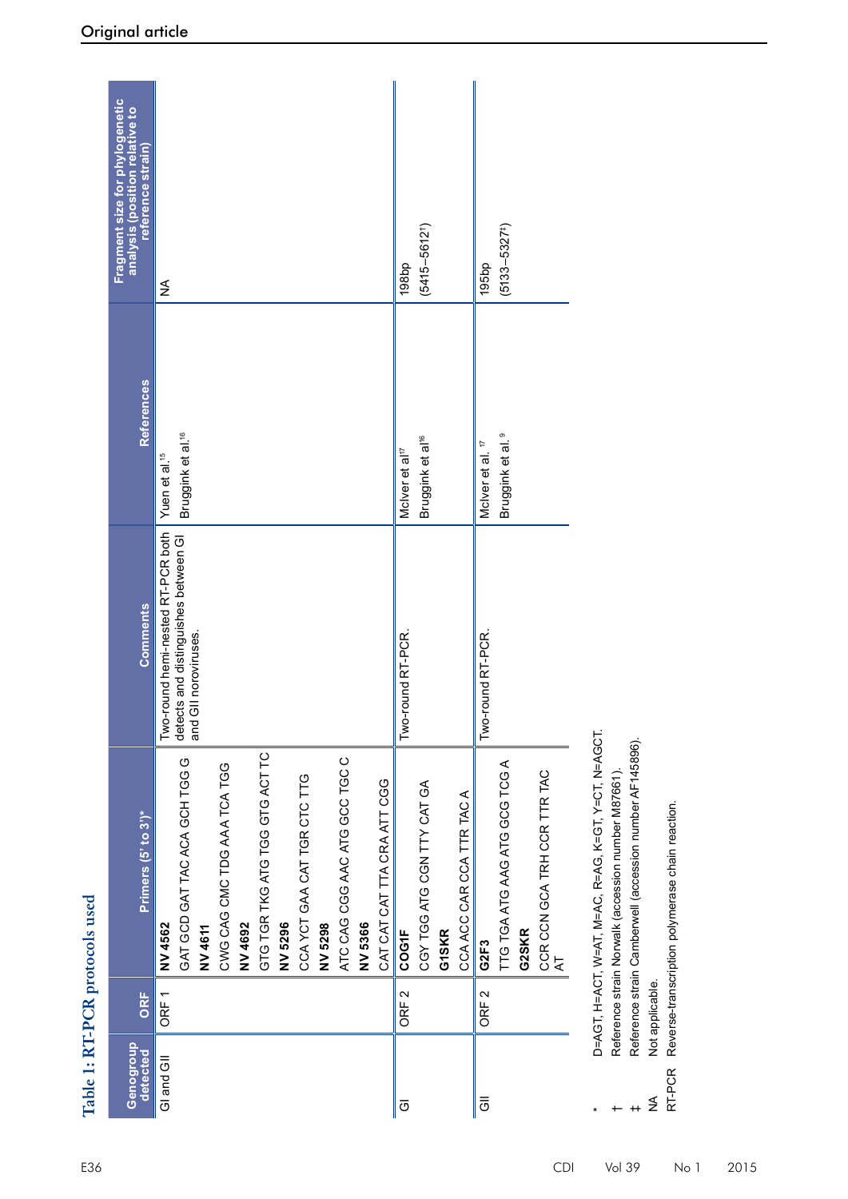**Table 1: RT-PCR protocols used**

| Genogroup detected | ORF | Primers (5' to 3')* | Comments | References | Fragment size for phylogenetic analysis (position relative to reference strain) |
|---|---|---|---|---|---|
| GI and GII | ORF 1 | **NV 4562** GAT GCD GAT TAC ACA GCH TGG G **NV 4611** CWG CAG CMC TDG AAA TCA TGG **NV 4692** GTG TGR TKG ATG TGG GTG ACT TC **NV 5296** CCA YCT GAA CAT TGR CTC TTG **NV 5298** ATC CAG CGG AAC ATG GCC TGC C **NV 5366** CAT CAT CAT TTA CRA ATT CGG | Two-round hemi-nested RT-PCR both detects and distinguishes between GI and GII noroviruses. | Yuen et al.[15] Bruggink et al.[16] | NA |
| GI | ORF 2 | **COG1F** CGY TGG ATG CGN TTY CAT GA **G1SKR** CCA ACC CAR CCA TTR TAC A | Two-round RT-PCR. | McIver et al[17] Bruggink et al[16] | 198bp (5415–5612†) |
| GII | ORF 2 | **G2F3** TTG TGA ATG AAG ATG GCG TCG A **G2SKR** CCR CCN GCA TRH CCR TTR TAC AT | Two-round RT-PCR. | McIver et al. [17] Bruggink et al. [9] | 195bp (5133–5327‡) |

\* D=AGT, H=ACT, W=AT, M=AC, R=AG, K=GT, Y=CT, N=AGCT.
† Reference strain Norwalk (accession number M87661).
‡ Reference strain Camberwell (accession number AF145896).
NA Not applicable.
RT-PCR Reverse-transcription polymerase chain reaction.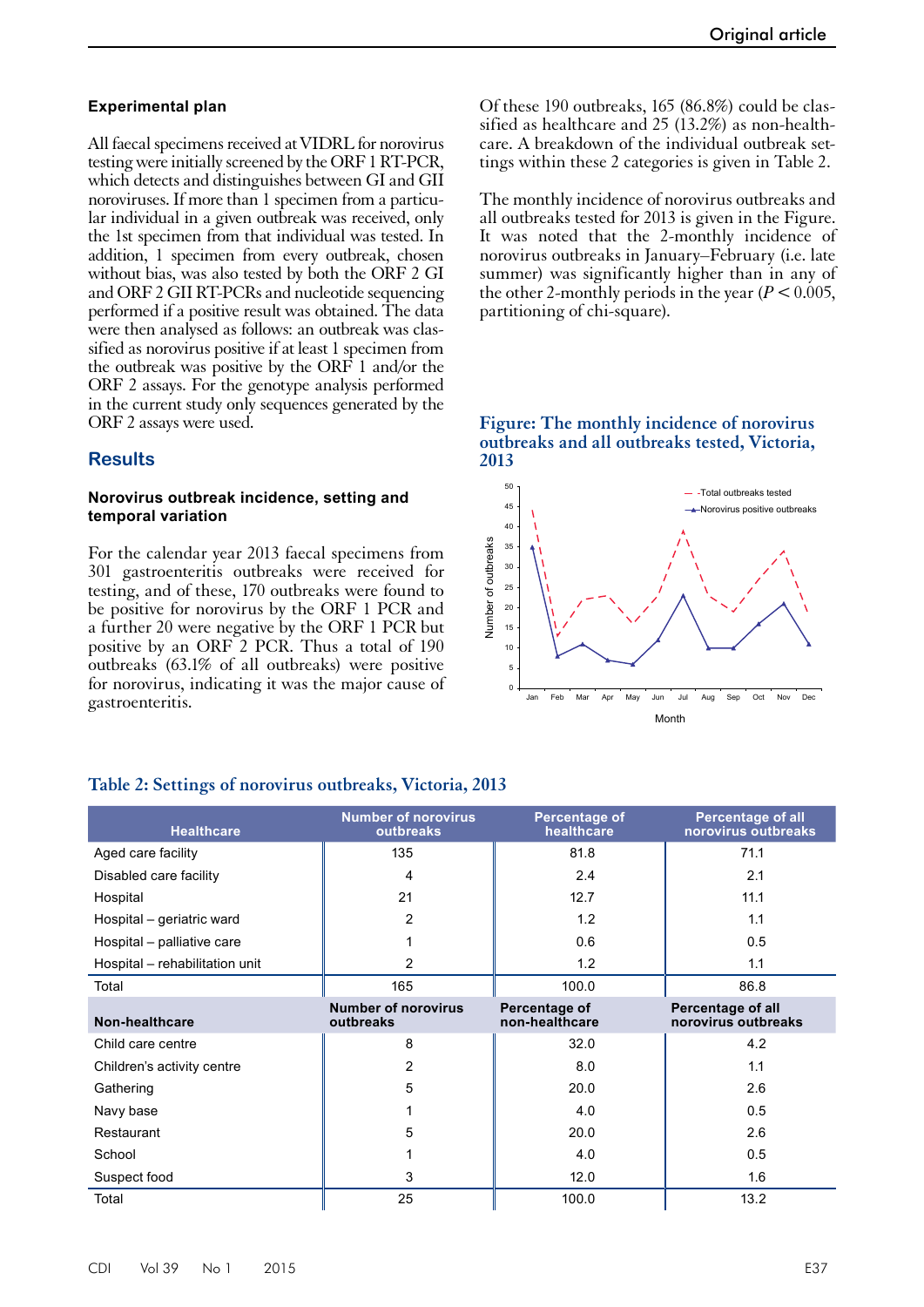### Experimental plan

All faecal specimens received at VIDRL for norovirus testing were initially screened by the ORF 1 RT-PCR, which detects and distinguishes between GI and GII noroviruses. If more than 1 specimen from a particular individual in a given outbreak was received, only the 1st specimen from that individual was tested. In addition, 1 specimen from every outbreak, chosen without bias, was also tested by both the ORF 2 GI and ORF 2 GII RT-PCRs and nucleotide sequencing performed if a positive result was obtained. The data were then analysed as follows: an outbreak was classified as norovirus positive if at least 1 specimen from the outbreak was positive by the ORF 1 and/or the ORF 2 assays. For the genotype analysis performed in the current study only sequences generated by the ORF 2 assays were used.

## Results

### Norovirus outbreak incidence, setting and temporal variation

For the calendar year 2013 faecal specimens from 301 gastroenteritis outbreaks were received for testing, and of these, 170 outbreaks were found to be positive for norovirus by the ORF 1 PCR and a further 20 were negative by the ORF 1 PCR but positive by an ORF 2 PCR. Thus a total of 190 outbreaks (63.1% of all outbreaks) were positive for norovirus, indicating it was the major cause of gastroenteritis.

Of these 190 outbreaks, 165 (86.8%) could be classified as healthcare and 25 (13.2%) as non-healthcare. A breakdown of the individual outbreak settings within these 2 categories is given in Table 2.

The monthly incidence of norovirus outbreaks and all outbreaks tested for 2013 is given in the Figure. It was noted that the 2-monthly incidence of norovirus outbreaks in January–February (i.e. late summer) was significantly higher than in any of the other 2-monthly periods in the year ($P < 0.005$, partitioning of chi-square).

**Figure: The monthly incidence of norovirus outbreaks and all outbreaks tested, Victoria, 2013**

| Month | Total outbreaks tested | Norovirus positive outbreaks |
|---|---|---|
| Jan | 44 | 35 |
| Feb | 13 | 8 |
| Mar | 22 | 11 |
| Apr | 23 | 7 |
| May | 16 | 6 |
| Jun | 23 | 12 |
| Jul | 39 | 23 |
| Aug | 23 | 10 |
| Sep | 19 | 10 |
| Oct | 27 | 16 |
| Nov | 34 | 21 |
| Dec | 19 | 11 |

**Table 2: Settings of norovirus outbreaks, Victoria, 2013**

| Healthcare | Number of norovirus outbreaks | Percentage of healthcare | Percentage of all norovirus outbreaks |
|---|---|---|---|
| Aged care facility | 135 | 81.8 | 71.1 |
| Disabled care facility | 4 | 2.4 | 2.1 |
| Hospital | 21 | 12.7 | 11.1 |
| Hospital – geriatric ward | 2 | 1.2 | 1.1 |
| Hospital – palliative care | 1 | 0.6 | 0.5 |
| Hospital – rehabilitation unit | 2 | 1.2 | 1.1 |
| Total | 165 | 100.0 | 86.8 |
| **Non-healthcare** | **Number of norovirus outbreaks** | **Percentage of non-healthcare** | **Percentage of all norovirus outbreaks** |
| Child care centre | 8 | 32.0 | 4.2 |
| Children's activity centre | 2 | 8.0 | 1.1 |
| Gathering | 5 | 20.0 | 2.6 |
| Navy base | 1 | 4.0 | 0.5 |
| Restaurant | 5 | 20.0 | 2.6 |
| School | 1 | 4.0 | 0.5 |
| Suspect food | 3 | 12.0 | 1.6 |
| Total | 25 | 100.0 | 13.2 |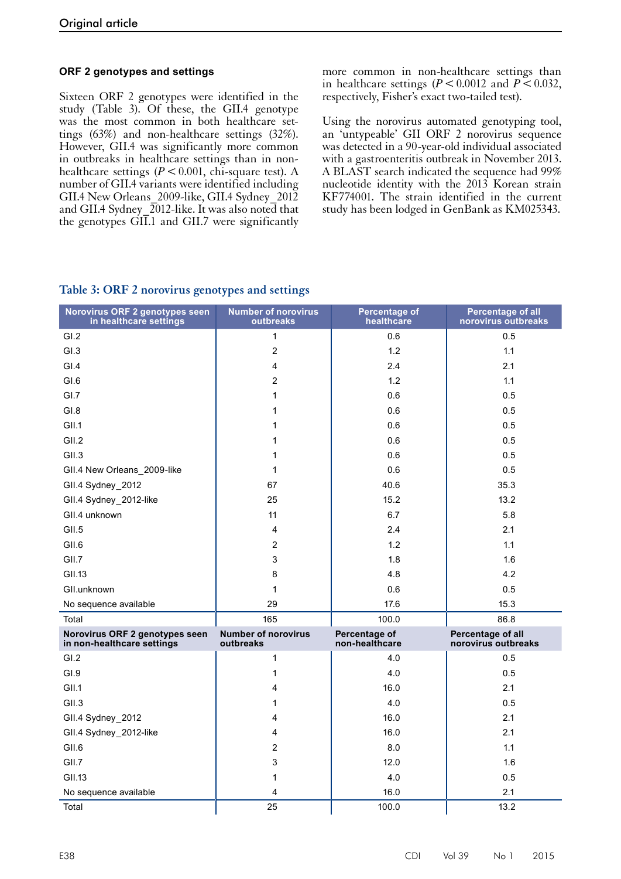### ORF 2 genotypes and settings

Sixteen ORF 2 genotypes were identified in the study (Table 3). Of these, the GII.4 genotype was the most common in both healthcare settings (63%) and non-healthcare settings (32%). However, GII.4 was significantly more common in outbreaks in healthcare settings than in non-healthcare settings ($P < 0.001$, chi-square test). A number of GII.4 variants were identified including GII.4 New Orleans_2009-like, GII.4 Sydney_2012 and GII.4 Sydney_2012-like. It was also noted that the genotypes GII.1 and GII.7 were significantly more common in non-healthcare settings than in healthcare settings ($P < 0.0012$ and $P < 0.032$, respectively, Fisher's exact two-tailed test).

Using the norovirus automated genotyping tool, an 'untypeable' GII ORF 2 norovirus sequence was detected in a 90-year-old individual associated with a gastroenteritis outbreak in November 2013. A BLAST search indicated the sequence had 99% nucleotide identity with the 2013 Korean strain KF774001. The strain identified in the current study has been lodged in GenBank as KM025343.

**Table 3: ORF 2 norovirus genotypes and settings**

| Norovirus ORF 2 genotypes seen in healthcare settings | Number of norovirus outbreaks | Percentage of healthcare | Percentage of all norovirus outbreaks |
|---|---|---|---|
| GI.2 | 1 | 0.6 | 0.5 |
| GI.3 | 2 | 1.2 | 1.1 |
| GI.4 | 4 | 2.4 | 2.1 |
| GI.6 | 2 | 1.2 | 1.1 |
| GI.7 | 1 | 0.6 | 0.5 |
| GI.8 | 1 | 0.6 | 0.5 |
| GII.1 | 1 | 0.6 | 0.5 |
| GII.2 | 1 | 0.6 | 0.5 |
| GII.3 | 1 | 0.6 | 0.5 |
| GII.4 New Orleans_2009-like | 1 | 0.6 | 0.5 |
| GII.4 Sydney_2012 | 67 | 40.6 | 35.3 |
| GII.4 Sydney_2012-like | 25 | 15.2 | 13.2 |
| GII.4 unknown | 11 | 6.7 | 5.8 |
| GII.5 | 4 | 2.4 | 2.1 |
| GII.6 | 2 | 1.2 | 1.1 |
| GII.7 | 3 | 1.8 | 1.6 |
| GII.13 | 8 | 4.8 | 4.2 |
| GII.unknown | 1 | 0.6 | 0.5 |
| No sequence available | 29 | 17.6 | 15.3 |
| Total | 165 | 100.0 | 86.8 |
| **Norovirus ORF 2 genotypes seen in non-healthcare settings** | **Number of norovirus outbreaks** | **Percentage of non-healthcare** | **Percentage of all norovirus outbreaks** |
| GI.2 | 1 | 4.0 | 0.5 |
| GI.9 | 1 | 4.0 | 0.5 |
| GII.1 | 4 | 16.0 | 2.1 |
| GII.3 | 1 | 4.0 | 0.5 |
| GII.4 Sydney_2012 | 4 | 16.0 | 2.1 |
| GII.4 Sydney_2012-like | 4 | 16.0 | 2.1 |
| GII.6 | 2 | 8.0 | 1.1 |
| GII.7 | 3 | 12.0 | 1.6 |
| GII.13 | 1 | 4.0 | 0.5 |
| No sequence available | 4 | 16.0 | 2.1 |
| Total | 25 | 100.0 | 13.2 |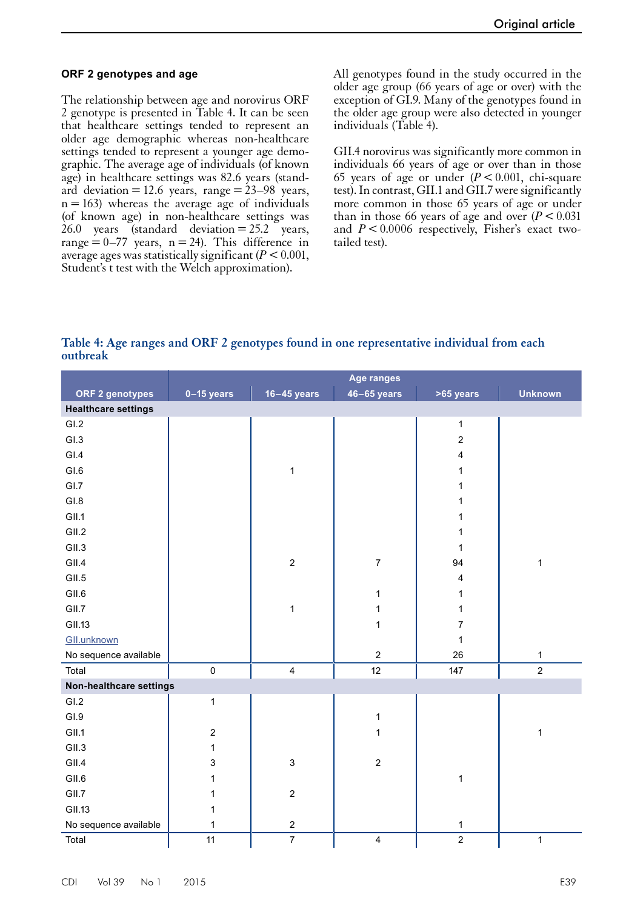### ORF 2 genotypes and age

The relationship between age and norovirus ORF 2 genotype is presented in Table 4. It can be seen that healthcare settings tended to represent an older age demographic whereas non-healthcare settings tended to represent a younger age demographic. The average age of individuals (of known age) in healthcare settings was 82.6 years (standard deviation = 12.6 years, range = 23–98 years, n = 163) whereas the average age of individuals (of known age) in non-healthcare settings was 26.0 years (standard deviation = 25.2 years, range = 0–77 years, n = 24). This difference in average ages was statistically significant ($P < 0.001$, Student's t test with the Welch approximation).

All genotypes found in the study occurred in the older age group (66 years of age or over) with the exception of GI.9. Many of the genotypes found in the older age group were also detected in younger individuals (Table 4).

GII.4 norovirus was significantly more common in individuals 66 years of age or over than in those 65 years of age or under ($P < 0.001$, chi-square test). In contrast, GII.1 and GII.7 were significantly more common in those 65 years of age or under than in those 66 years of age and over ($P < 0.031$ and $P < 0.0006$ respectively, Fisher's exact two-tailed test).

**Table 4: Age ranges and ORF 2 genotypes found in one representative individual from each outbreak**

| | Age ranges | | | | |
|---|---|---|---|---|---|
| ORF 2 genotypes | 0–15 years | 16–45 years | 46–65 years | >65 years | Unknown |
| **Healthcare settings** | | | | | |
| GI.2 | | | | 1 | |
| GI.3 | | | | 2 | |
| GI.4 | | | | 4 | |
| GI.6 | | 1 | | 1 | |
| GI.7 | | | | 1 | |
| GI.8 | | | | 1 | |
| GII.1 | | | | 1 | |
| GII.2 | | | | 1 | |
| GII.3 | | | | 1 | |
| GII.4 | | 2 | 7 | 94 | 1 |
| GII.5 | | | | 4 | |
| GII.6 | | | 1 | 1 | |
| GII.7 | | 1 | 1 | 1 | |
| GII.13 | | | 1 | 7 | |
| GII.unknown | | | | 1 | |
| No sequence available | | | 2 | 26 | 1 |
| Total | 0 | 4 | 12 | 147 | 2 |
| **Non-healthcare settings** | | | | | |
| GI.2 | 1 | | | | |
| GI.9 | | | 1 | | |
| GII.1 | 2 | | 1 | | 1 |
| GII.3 | 1 | | | | |
| GII.4 | 3 | 3 | 2 | | |
| GII.6 | 1 | | | 1 | |
| GII.7 | 1 | 2 | | | |
| GII.13 | 1 | | | | |
| No sequence available | 1 | 2 | | 1 | |
| Total | 11 | 7 | 4 | 2 | 1 |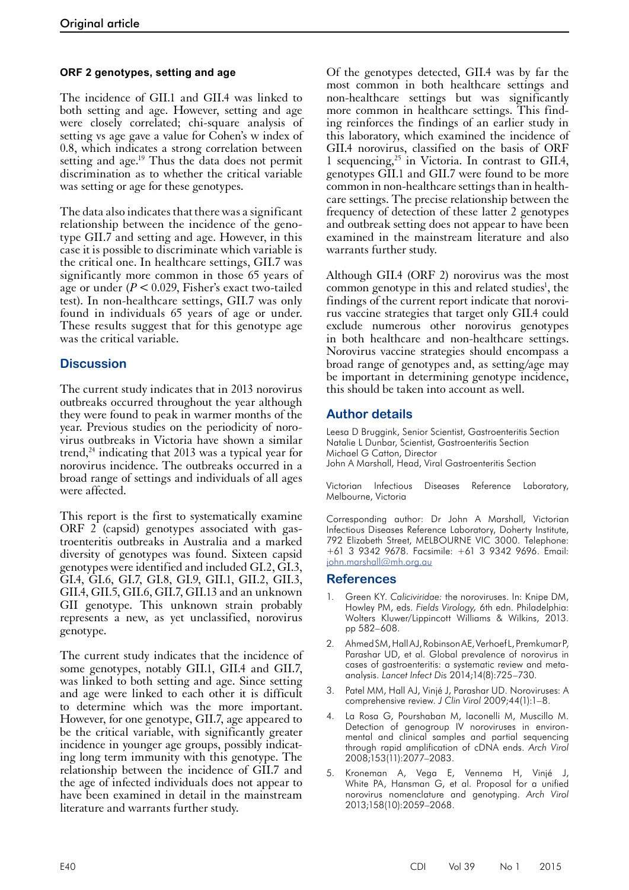### ORF 2 genotypes, setting and age

The incidence of GII.1 and GII.4 was linked to both setting and age. However, setting and age were closely correlated; chi-square analysis of setting vs age gave a value for Cohen's w index of 0.8, which indicates a strong correlation between setting and age.[19] Thus the data does not permit discrimination as to whether the critical variable was setting or age for these genotypes.

The data also indicates that there was a significant relationship between the incidence of the genotype GII.7 and setting and age. However, in this case it is possible to discriminate which variable is the critical one. In healthcare settings, GII.7 was significantly more common in those 65 years of age or under ($P < 0.029$, Fisher's exact two-tailed test). In non-healthcare settings, GII.7 was only found in individuals 65 years of age or under. These results suggest that for this genotype age was the critical variable.

## Discussion

The current study indicates that in 2013 norovirus outbreaks occurred throughout the year although they were found to peak in warmer months of the year. Previous studies on the periodicity of norovirus outbreaks in Victoria have shown a similar trend,[24] indicating that 2013 was a typical year for norovirus incidence. The outbreaks occurred in a broad range of settings and individuals of all ages were affected.

This report is the first to systematically examine ORF 2 (capsid) genotypes associated with gastroenteritis outbreaks in Australia and a marked diversity of genotypes was found. Sixteen capsid genotypes were identified and included GI.2, GI.3, GI.4, GI.6, GI.7, GI.8, GI.9, GII.1, GII.2, GII.3, GII.4, GII.5, GII.6, GII.7, GII.13 and an unknown GII genotype. This unknown strain probably represents a new, as yet unclassified, norovirus genotype.

The current study indicates that the incidence of some genotypes, notably GII.1, GII.4 and GII.7, was linked to both setting and age. Since setting and age were linked to each other it is difficult to determine which was the more important. However, for one genotype, GII.7, age appeared to be the critical variable, with significantly greater incidence in younger age groups, possibly indicating long term immunity with this genotype. The relationship between the incidence of GII.7 and the age of infected individuals does not appear to have been examined in detail in the mainstream literature and warrants further study.

Of the genotypes detected, GII.4 was by far the most common in both healthcare settings and non-healthcare settings but was significantly more common in healthcare settings. This finding reinforces the findings of an earlier study in this laboratory, which examined the incidence of GII.4 norovirus, classified on the basis of ORF 1 sequencing,[25] in Victoria. In contrast to GII.4, genotypes GII.1 and GII.7 were found to be more common in non-healthcare settings than in healthcare settings. The precise relationship between the frequency of detection of these latter 2 genotypes and outbreak setting does not appear to have been examined in the mainstream literature and also warrants further study.

Although GII.4 (ORF 2) norovirus was the most common genotype in this and related studies[1], the findings of the current report indicate that norovirus vaccine strategies that target only GII.4 could exclude numerous other norovirus genotypes in both healthcare and non-healthcare settings. Norovirus vaccine strategies should encompass a broad range of genotypes and, as setting/age may be important in determining genotype incidence, this should be taken into account as well.

## Author details

Leesa D Bruggink, Senior Scientist, Gastroenteritis Section
Natalie L Dunbar, Scientist, Gastroenteritis Section
Michael G Catton, Director
John A Marshall, Head, Viral Gastroenteritis Section

Victorian Infectious Diseases Reference Laboratory, Melbourne, Victoria

Corresponding author: Dr John A Marshall, Victorian Infectious Diseases Reference Laboratory, Doherty Institute, 792 Elizabeth Street, MELBOURNE VIC 3000. Telephone: +61 3 9342 9678. Facsimile: +61 3 9342 9696. Email: john.marshall@mh.org.au

## References

1. Green KY. *Caliciviridae:* the noroviruses. In: Knipe DM, Howley PM, eds. *Fields Virology,* 6th edn. Philadelphia: Wolters Kluwer/Lippincott Williams & Wilkins, 2013. pp 582–608.
2. Ahmed SM, Hall AJ, Robinson AE, Verhoef L, Premkumar P, Parashar UD, et al. Global prevalence of norovirus in cases of gastroenteritis: a systematic review and meta-analysis. *Lancet Infect Dis* 2014;14(8):725–730.
3. Patel MM, Hall AJ, Vinjé J, Parashar UD. Noroviruses: A comprehensive review. *J Clin Virol* 2009;44(1):1–8.
4. La Rosa G, Pourshaban M, Iaconelli M, Muscillo M. Detection of genogroup IV noroviruses in environmental and clinical samples and partial sequencing through rapid amplification of cDNA ends. *Arch Virol* 2008;153(11):2077–2083.
5. Kroneman A, Vega E, Vennema H, Vinjé J, White PA, Hansman G, et al. Proposal for a unified norovirus nomenclature and genotyping. *Arch Virol* 2013;158(10):2059–2068.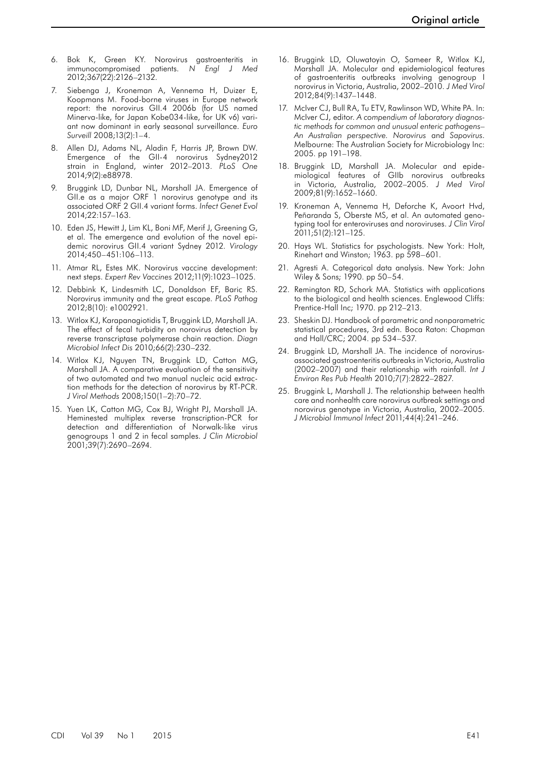6. Bok K, Green KY. Norovirus gastroenteritis in immunocompromised patients. *N Engl J Med* 2012;367(22):2126–2132.
7. Siebenga J, Kroneman A, Vennema H, Duizer E, Koopmans M. Food-borne viruses in Europe network report: the norovirus GII.4 2006b (for US named Minerva-like, for Japan Kobe034-like, for UK v6) variant now dominant in early seasonal surveillance. *Euro Surveill* 2008;13(2):1–4.
8. Allen DJ, Adams NL, Aladin F, Harris JP, Brown DW. Emergence of the GII-4 norovirus Sydney2012 strain in England, winter 2012–2013. *PLoS One* 2014;9(2):e88978.
9. Bruggink LD, Dunbar NL, Marshall JA. Emergence of GII.e as a major ORF 1 norovirus genotype and its associated ORF 2 GII.4 variant forms. *Infect Genet Evol* 2014;22:157–163.
10. Eden JS, Hewitt J, Lim KL, Boni MF, Merif J, Greening G, et al. The emergence and evolution of the novel epidemic norovirus GII.4 variant Sydney 2012. *Virology* 2014;450–451:106–113.
11. Atmar RL, Estes MK. Norovirus vaccine development: next steps. *Expert Rev Vaccines* 2012;11(9):1023–1025.
12. Debbink K, Lindesmith LC, Donaldson EF, Baric RS. Norovirus immunity and the great escape. *PLoS Pathog* 2012;8(10): e1002921.
13. Witlox KJ, Karapanagiotidis T, Bruggink LD, Marshall JA. The effect of fecal turbidity on norovirus detection by reverse transcriptase polymerase chain reaction. *Diagn Microbiol Infect Dis* 2010;66(2):230–232.
14. Witlox KJ, Nguyen TN, Bruggink LD, Catton MG, Marshall JA. A comparative evaluation of the sensitivity of two automated and two manual nucleic acid extraction methods for the detection of norovirus by RT-PCR. *J Virol Methods* 2008;150(1–2):70–72.
15. Yuen LK, Catton MG, Cox BJ, Wright PJ, Marshall JA. Heminested multiplex reverse transcription-PCR for detection and differentiation of Norwalk-like virus genogroups 1 and 2 in fecal samples. *J Clin Microbiol* 2001;39(7):2690–2694.
16. Bruggink LD, Oluwatoyin O, Sameer R, Witlox KJ, Marshall JA. Molecular and epidemiological features of gastroenteritis outbreaks involving genogroup I norovirus in Victoria, Australia, 2002–2010. *J Med Virol* 2012;84(9):1437–1448.
17. McIver CJ, Bull RA, Tu ETV, Rawlinson WD, White PA. In: McIver CJ, editor. *A compendium of laboratory diagnostic methods for common and unusual enteric pathogens– An Australian perspective. Norovirus* and *Sapovirus*. Melbourne: The Australian Society for Microbiology Inc: 2005. pp 191–198.
18. Bruggink LD, Marshall JA. Molecular and epidemiological features of GIIb norovirus outbreaks in Victoria, Australia, 2002–2005. *J Med Virol* 2009;81(9):1652–1660.
19. Kroneman A, Vennema H, Deforche K, Avoort Hvd, Peñaranda S, Oberste MS, et al. An automated genotyping tool for enteroviruses and noroviruses. *J Clin Virol* 2011;51(2):121–125.
20. Hays WL. Statistics for psychologists. New York: Holt, Rinehart and Winston; 1963. pp 598–601.
21. Agresti A. Categorical data analysis. New York: John Wiley & Sons; 1990. pp 50–54.
22. Remington RD, Schork MA. Statistics with applications to the biological and health sciences. Englewood Cliffs: Prentice-Hall Inc; 1970. pp 212–213.
23. Sheskin DJ. Handbook of parametric and nonparametric statistical procedures, 3rd edn. Boca Raton: Chapman and Hall/CRC; 2004. pp 534–537.
24. Bruggink LD, Marshall JA. The incidence of norovirus-associated gastroenteritis outbreaks in Victoria, Australia (2002–2007) and their relationship with rainfall. *Int J Environ Res Pub Health* 2010;7(7):2822–2827.
25. Bruggink L, Marshall J. The relationship between health care and nonhealth care norovirus outbreak settings and norovirus genotype in Victoria, Australia, 2002–2005. *J Microbiol Immunol Infect* 2011;44(4):241–246.